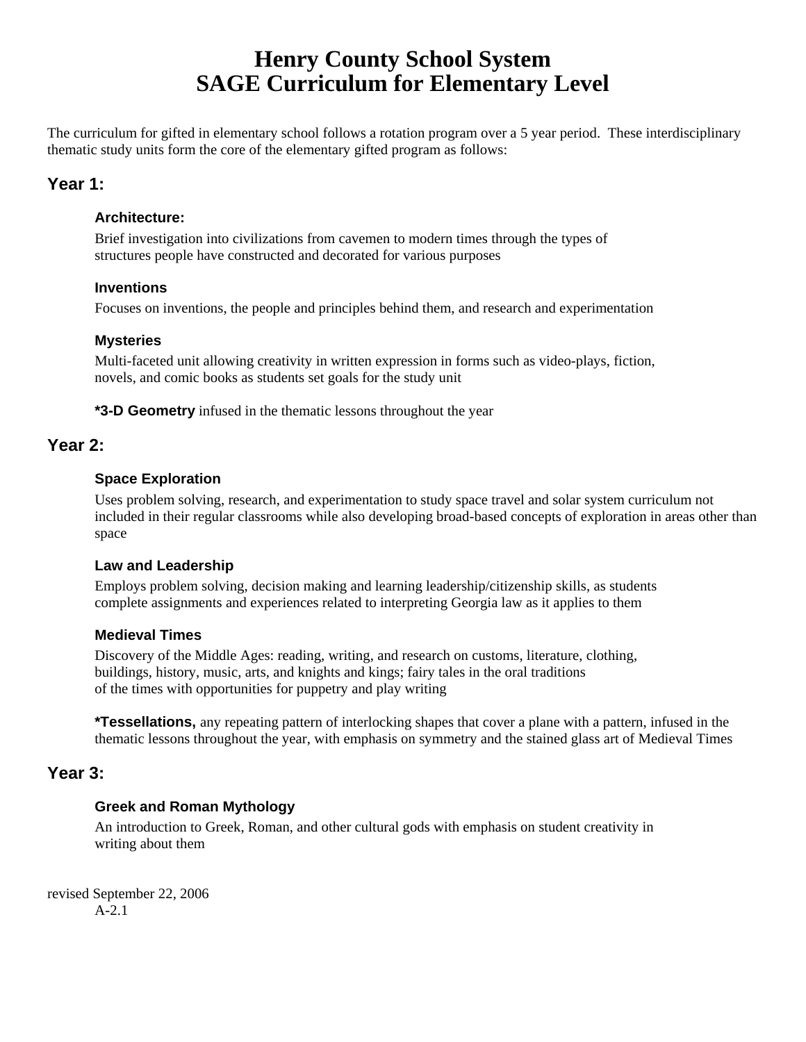# Henry County School System
# SAGE Curriculum for Elementary Level

The curriculum for gifted in elementary school follows a rotation program over a 5 year period. These interdisciplinary thematic study units form the core of the elementary gifted program as follows:

## Year 1:

### Architecture:

Brief investigation into civilizations from cavemen to modern times through the types of structures people have constructed and decorated for various purposes

### Inventions

Focuses on inventions, the people and principles behind them, and research and experimentation

### Mysteries

Multi-faceted unit allowing creativity in written expression in forms such as video-plays, fiction, novels, and comic books as students set goals for the study unit

**\*3-D Geometry** infused in the thematic lessons throughout the year

## Year 2:

### Space Exploration

Uses problem solving, research, and experimentation to study space travel and solar system curriculum not included in their regular classrooms while also developing broad-based concepts of exploration in areas other than space

### Law and Leadership

Employs problem solving, decision making and learning leadership/citizenship skills, as students complete assignments and experiences related to interpreting Georgia law as it applies to them

### Medieval Times

Discovery of the Middle Ages: reading, writing, and research on customs, literature, clothing, buildings, history, music, arts, and knights and kings; fairy tales in the oral traditions of the times with opportunities for puppetry and play writing

**\*Tessellations,** any repeating pattern of interlocking shapes that cover a plane with a pattern, infused in the thematic lessons throughout the year, with emphasis on symmetry and the stained glass art of Medieval Times

## Year 3:

### Greek and Roman Mythology

An introduction to Greek, Roman, and other cultural gods with emphasis on student creativity in writing about them

revised September 22, 2006
A-2.1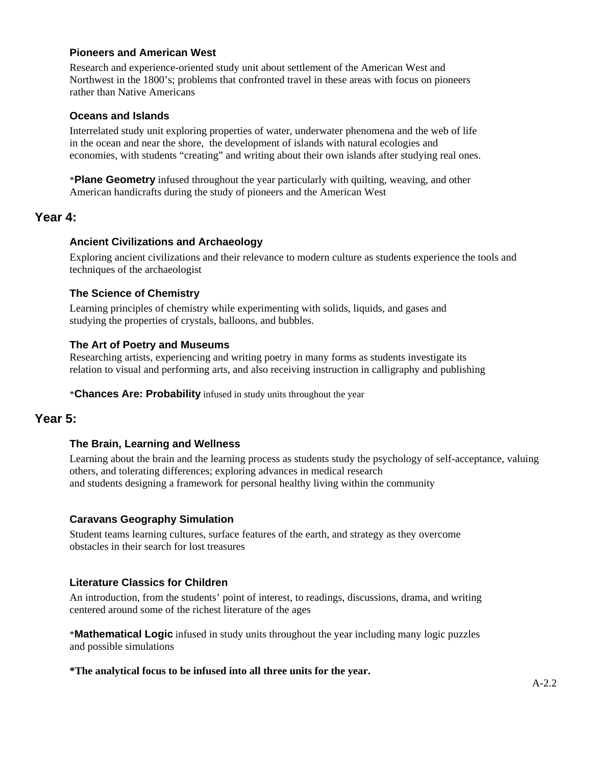### Pioneers and American West

Research and experience-oriented study unit about settlement of the American West and Northwest in the 1800's; problems that confronted travel in these areas with focus on pioneers rather than Native Americans

### Oceans and Islands

Interrelated study unit exploring properties of water, underwater phenomena and the web of life in the ocean and near the shore, the development of islands with natural ecologies and economies, with students "creating" and writing about their own islands after studying real ones.

*__Plane Geometry__ infused throughout the year particularly with quilting, weaving, and other American handicrafts during the study of pioneers and the American West

## Year 4:

### Ancient Civilizations and Archaeology

Exploring ancient civilizations and their relevance to modern culture as students experience the tools and techniques of the archaeologist

### The Science of Chemistry

Learning principles of chemistry while experimenting with solids, liquids, and gases and studying the properties of crystals, balloons, and bubbles.

### The Art of Poetry and Museums

Researching artists, experiencing and writing poetry in many forms as students investigate its relation to visual and performing arts, and also receiving instruction in calligraphy and publishing

*__Chances Are: Probability__ infused in study units throughout the year

## Year 5:

### The Brain, Learning and Wellness

Learning about the brain and the learning process as students study the psychology of self-acceptance, valuing others, and tolerating differences; exploring advances in medical research and students designing a framework for personal healthy living within the community

### Caravans Geography Simulation

Student teams learning cultures, surface features of the earth, and strategy as they overcome obstacles in their search for lost treasures

### Literature Classics for Children

An introduction, from the students' point of interest, to readings, discussions, drama, and writing centered around some of the richest literature of the ages

*__Mathematical Logic__ infused in study units throughout the year including many logic puzzles and possible simulations

**\*The analytical focus to be infused into all three units for the year.**